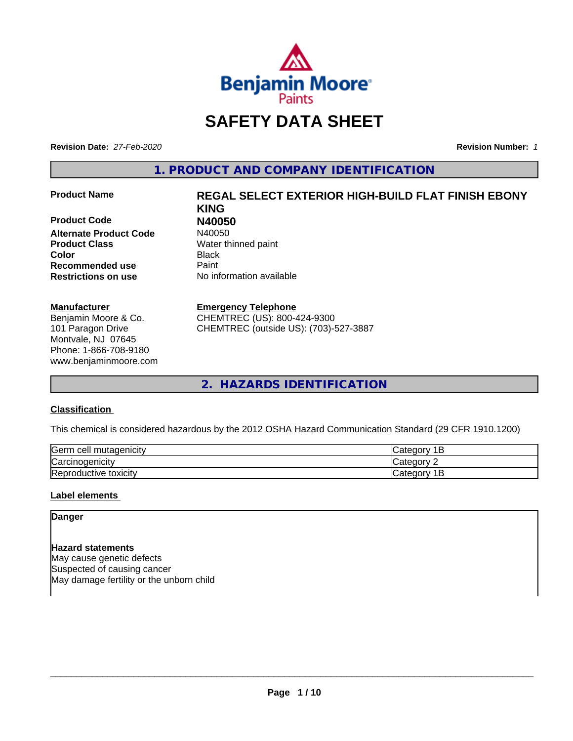# SAFETY DATA SHEET

**Revision Date:** *27-Feb-2020*

**Revision Number:** *1*

## 1. PRODUCT AND COMPANY IDENTIFICATION

| | |
|---|---|
| **Product Name** | **REGAL SELECT EXTERIOR HIGH-BUILD FLAT FINISH EBONY KING** |
| **Product Code** | **N40050** |
| **Alternate Product Code** | N40050 |
| **Product Class** | Water thinned paint |
| **Color** | Black |
| **Recommended use** | Paint |
| **Restrictions on use** | No information available |

**Manufacturer**
Benjamin Moore & Co.
101 Paragon Drive
Montvale, NJ 07645
Phone: 1-866-708-9180
www.benjaminmoore.com

**Emergency Telephone**
CHEMTREC (US): 800-424-9300
CHEMTREC (outside US): (703)-527-3887

## 2. HAZARDS IDENTIFICATION

### Classification

This chemical is considered hazardous by the 2012 OSHA Hazard Communication Standard (29 CFR 1910.1200)

| | |
|---|---|
| Germ cell mutagenicity | Category 1B |
| Carcinogenicity | Category 2 |
| Reproductive toxicity | Category 1B |

### Label elements

**Danger**

**Hazard statements**
May cause genetic defects
Suspected of causing cancer
May damage fertility or the unborn child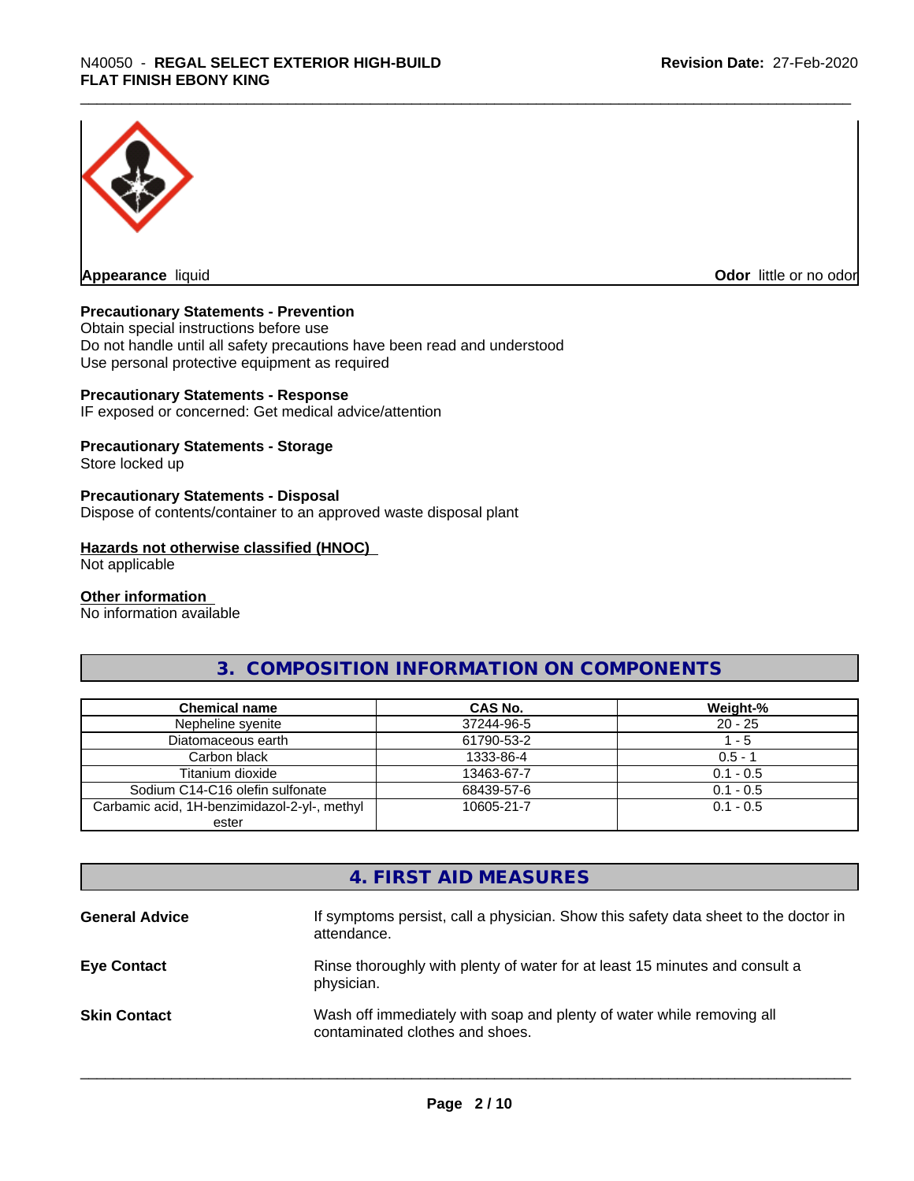**Appearance** liquid **Odor** little or no odor

**Precautionary Statements - Prevention**
Obtain special instructions before use
Do not handle until all safety precautions have been read and understood
Use personal protective equipment as required

**Precautionary Statements - Response**
IF exposed or concerned: Get medical advice/attention

**Precautionary Statements - Storage**
Store locked up

**Precautionary Statements - Disposal**
Dispose of contents/container to an approved waste disposal plant

**Hazards not otherwise classified (HNOC)**
Not applicable

**Other information**
No information available

## 3. COMPOSITION INFORMATION ON COMPONENTS

| Chemical name | CAS No. | Weight-% |
|---|---|---|
| Nepheline syenite | 37244-96-5 | 20 - 25 |
| Diatomaceous earth | 61790-53-2 | 1 - 5 |
| Carbon black | 1333-86-4 | 0.5 - 1 |
| Titanium dioxide | 13463-67-7 | 0.1 - 0.5 |
| Sodium C14-C16 olefin sulfonate | 68439-57-6 | 0.1 - 0.5 |
| Carbamic acid, 1H-benzimidazol-2-yl-, methyl ester | 10605-21-7 | 0.1 - 0.5 |

## 4. FIRST AID MEASURES

**General Advice** If symptoms persist, call a physician. Show this safety data sheet to the doctor in attendance.

**Eye Contact** Rinse thoroughly with plenty of water for at least 15 minutes and consult a physician.

**Skin Contact** Wash off immediately with soap and plenty of water while removing all contaminated clothes and shoes.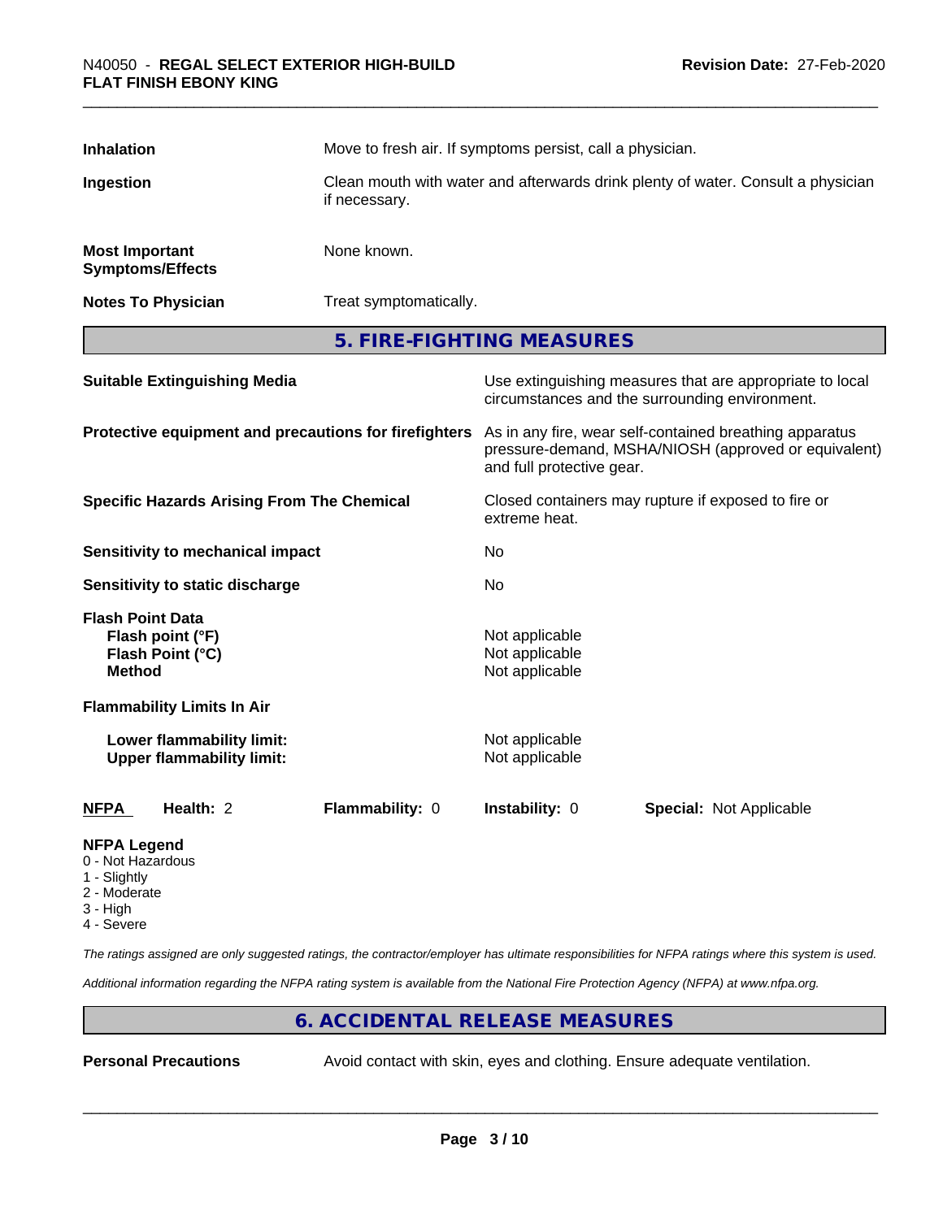| | |
|---|---|
| **Inhalation** | Move to fresh air. If symptoms persist, call a physician. |
| **Ingestion** | Clean mouth with water and afterwards drink plenty of water. Consult a physician if necessary. |
| **Most Important Symptoms/Effects** | None known. |
| **Notes To Physician** | Treat symptomatically. |

## 5. FIRE-FIGHTING MEASURES

| | |
|---|---|
| **Suitable Extinguishing Media** | Use extinguishing measures that are appropriate to local circumstances and the surrounding environment. |
| **Protective equipment and precautions for firefighters** | As in any fire, wear self-contained breathing apparatus pressure-demand, MSHA/NIOSH (approved or equivalent) and full protective gear. |
| **Specific Hazards Arising From The Chemical** | Closed containers may rupture if exposed to fire or extreme heat. |
| **Sensitivity to mechanical impact** | No |
| **Sensitivity to static discharge** | No |

**Flash Point Data**

| | |
|---|---|
| **Flash point (°F)** | Not applicable |
| **Flash Point (°C)** | Not applicable |
| **Method** | Not applicable |

**Flammability Limits In Air**

| | |
|---|---|
| **Lower flammability limit:** | Not applicable |
| **Upper flammability limit:** | Not applicable |

| **NFPA** | **Health:** 2 | **Flammability:** 0 | **Instability:** 0 | **Special:** Not Applicable |
|---|---|---|---|---|

**NFPA Legend**
- 0 - Not Hazardous
- 1 - Slightly
- 2 - Moderate
- 3 - High
- 4 - Severe

*The ratings assigned are only suggested ratings, the contractor/employer has ultimate responsibilities for NFPA ratings where this system is used.*

*Additional information regarding the NFPA rating system is available from the National Fire Protection Agency (NFPA) at www.nfpa.org.*

## 6. ACCIDENTAL RELEASE MEASURES

| | |
|---|---|
| **Personal Precautions** | Avoid contact with skin, eyes and clothing. Ensure adequate ventilation. |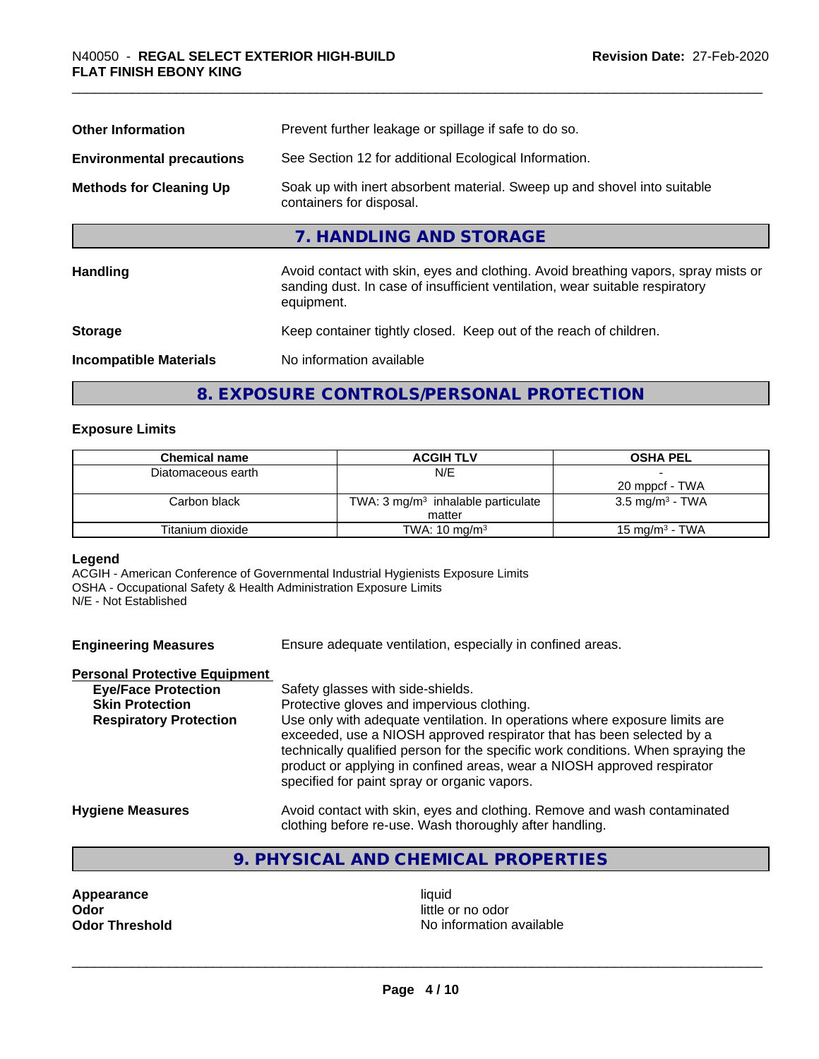| | |
|---|---|
| **Other Information** | Prevent further leakage or spillage if safe to do so. |
| **Environmental precautions** | See Section 12 for additional Ecological Information. |
| **Methods for Cleaning Up** | Soak up with inert absorbent material. Sweep up and shovel into suitable containers for disposal. |

## 7. HANDLING AND STORAGE

| | |
|---|---|
| **Handling** | Avoid contact with skin, eyes and clothing. Avoid breathing vapors, spray mists or sanding dust. In case of insufficient ventilation, wear suitable respiratory equipment. |
| **Storage** | Keep container tightly closed. Keep out of the reach of children. |
| **Incompatible Materials** | No information available |

## 8. EXPOSURE CONTROLS/PERSONAL PROTECTION

### Exposure Limits

| Chemical name | ACGIH TLV | OSHA PEL |
|---|---|---|
| Diatomaceous earth | N/E | -<br>20 mppcf - TWA |
| Carbon black | TWA: 3 mg/m³ inhalable particulate matter | 3.5 mg/m³ - TWA |
| Titanium dioxide | TWA: 10 mg/m³ | 15 mg/m³ - TWA |

**Legend**
ACGIH - American Conference of Governmental Industrial Hygienists Exposure Limits
OSHA - Occupational Safety & Health Administration Exposure Limits
N/E - Not Established

| | |
|---|---|
| **Engineering Measures** | Ensure adequate ventilation, especially in confined areas. |

**Personal Protective Equipment**

| | |
|---|---|
| **Eye/Face Protection** | Safety glasses with side-shields. |
| **Skin Protection** | Protective gloves and impervious clothing. |
| **Respiratory Protection** | Use only with adequate ventilation. In operations where exposure limits are exceeded, use a NIOSH approved respirator that has been selected by a technically qualified person for the specific work conditions. When spraying the product or applying in confined areas, wear a NIOSH approved respirator specified for paint spray or organic vapors. |
| **Hygiene Measures** | Avoid contact with skin, eyes and clothing. Remove and wash contaminated clothing before re-use. Wash thoroughly after handling. |

## 9. PHYSICAL AND CHEMICAL PROPERTIES

| | |
|---|---|
| **Appearance** | liquid |
| **Odor** | little or no odor |
| **Odor Threshold** | No information available |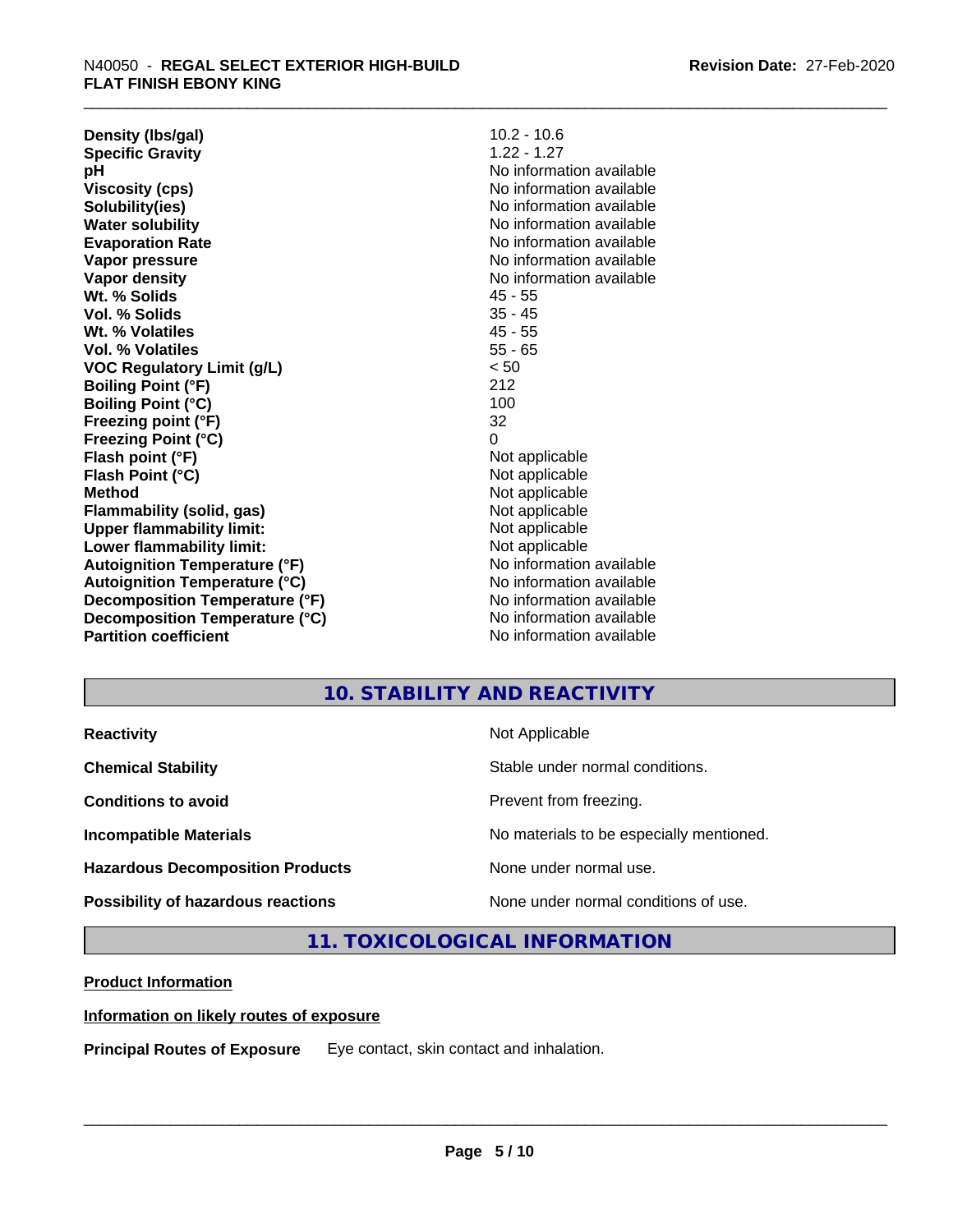| | |
|---|---|
| **Density (lbs/gal)** | 10.2 - 10.6 |
| **Specific Gravity** | 1.22 - 1.27 |
| **pH** | No information available |
| **Viscosity (cps)** | No information available |
| **Solubility(ies)** | No information available |
| **Water solubility** | No information available |
| **Evaporation Rate** | No information available |
| **Vapor pressure** | No information available |
| **Vapor density** | No information available |
| **Wt. % Solids** | 45 - 55 |
| **Vol. % Solids** | 35 - 45 |
| **Wt. % Volatiles** | 45 - 55 |
| **Vol. % Volatiles** | 55 - 65 |
| **VOC Regulatory Limit (g/L)** | < 50 |
| **Boiling Point (°F)** | 212 |
| **Boiling Point (°C)** | 100 |
| **Freezing point (°F)** | 32 |
| **Freezing Point (°C)** | 0 |
| **Flash point (°F)** | Not applicable |
| **Flash Point (°C)** | Not applicable |
| **Method** | Not applicable |
| **Flammability (solid, gas)** | Not applicable |
| **Upper flammability limit:** | Not applicable |
| **Lower flammability limit:** | Not applicable |
| **Autoignition Temperature (°F)** | No information available |
| **Autoignition Temperature (°C)** | No information available |
| **Decomposition Temperature (°F)** | No information available |
| **Decomposition Temperature (°C)** | No information available |
| **Partition coefficient** | No information available |

## 10. STABILITY AND REACTIVITY

| | |
|---|---|
| **Reactivity** | Not Applicable |
| **Chemical Stability** | Stable under normal conditions. |
| **Conditions to avoid** | Prevent from freezing. |
| **Incompatible Materials** | No materials to be especially mentioned. |
| **Hazardous Decomposition Products** | None under normal use. |
| **Possibility of hazardous reactions** | None under normal conditions of use. |

## 11. TOXICOLOGICAL INFORMATION

**Product Information**

**Information on likely routes of exposure**

**Principal Routes of Exposure** Eye contact, skin contact and inhalation.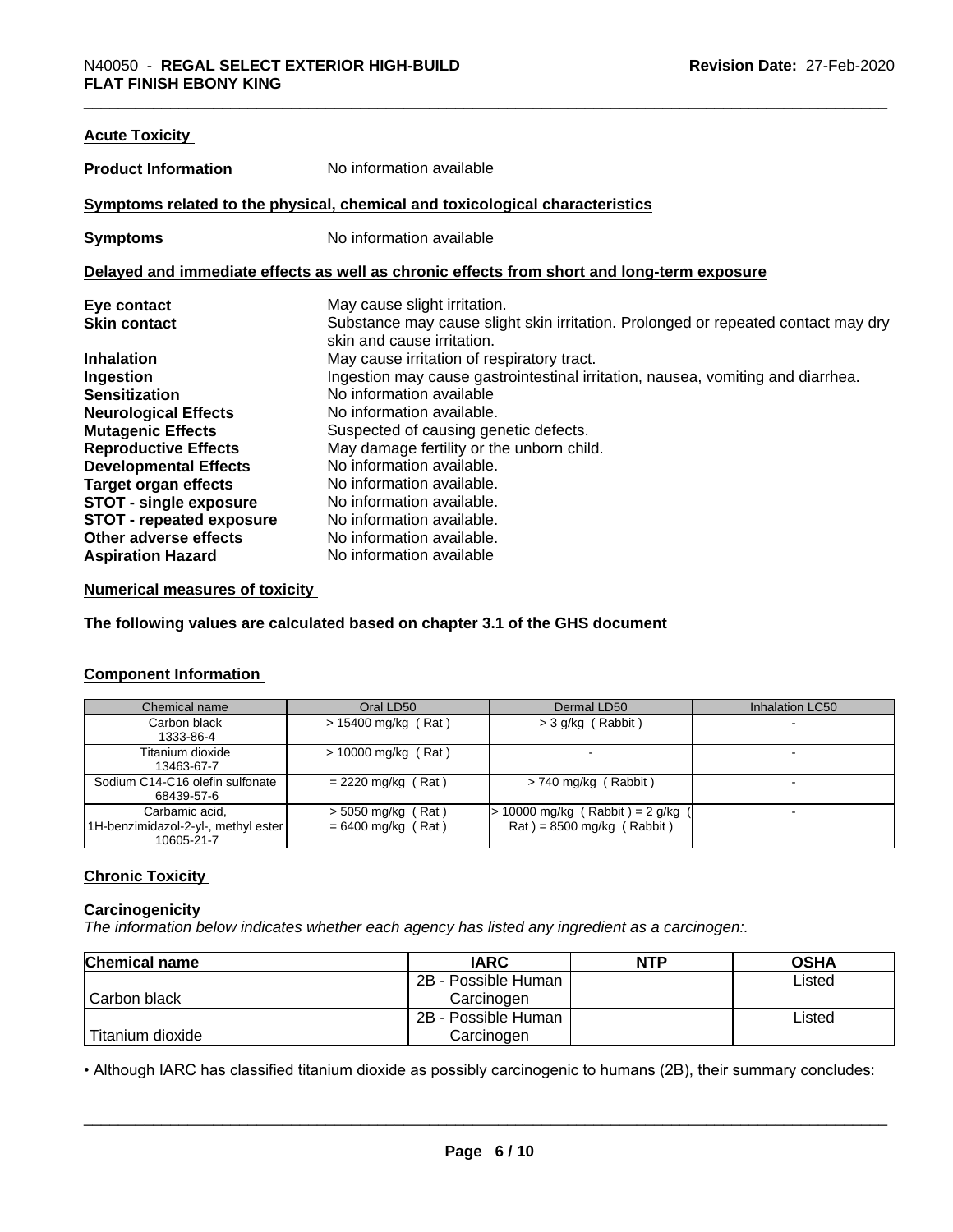### Acute Toxicity

**Product Information** No information available

**Symptoms related to the physical, chemical and toxicological characteristics**

**Symptoms** No information available

**Delayed and immediate effects as well as chronic effects from short and long-term exposure**

| | |
|---|---|
| **Eye contact** | May cause slight irritation. |
| **Skin contact** | Substance may cause slight skin irritation. Prolonged or repeated contact may dry skin and cause irritation. |
| **Inhalation** | May cause irritation of respiratory tract. |
| **Ingestion** | Ingestion may cause gastrointestinal irritation, nausea, vomiting and diarrhea. |
| **Sensitization** | No information available |
| **Neurological Effects** | No information available. |
| **Mutagenic Effects** | Suspected of causing genetic defects. |
| **Reproductive Effects** | May damage fertility or the unborn child. |
| **Developmental Effects** | No information available. |
| **Target organ effects** | No information available. |
| **STOT - single exposure** | No information available. |
| **STOT - repeated exposure** | No information available. |
| **Other adverse effects** | No information available. |
| **Aspiration Hazard** | No information available |

**Numerical measures of toxicity**

**The following values are calculated based on chapter 3.1 of the GHS document**

**Component Information**

| Chemical name | Oral LD50 | Dermal LD50 | Inhalation LC50 |
|---|---|---|---|
| Carbon black 1333-86-4 | > 15400 mg/kg ( Rat ) | > 3 g/kg ( Rabbit ) | - |
| Titanium dioxide 13463-67-7 | > 10000 mg/kg ( Rat ) | - | - |
| Sodium C14-C16 olefin sulfonate 68439-57-6 | = 2220 mg/kg ( Rat ) | > 740 mg/kg ( Rabbit ) | - |
| Carbamic acid, 1H-benzimidazol-2-yl-, methyl ester 10605-21-7 | > 5050 mg/kg ( Rat ) = 6400 mg/kg ( Rat ) | > 10000 mg/kg ( Rabbit ) = 2 g/kg ( Rat ) = 8500 mg/kg ( Rabbit ) | - |

**Chronic Toxicity**

**Carcinogenicity**

*The information below indicates whether each agency has listed any ingredient as a carcinogen:.*

| Chemical name | IARC | NTP | OSHA |
|---|---|---|---|
| Carbon black | 2B - Possible Human Carcinogen | | Listed |
| Titanium dioxide | 2B - Possible Human Carcinogen | | Listed |

• Although IARC has classified titanium dioxide as possibly carcinogenic to humans (2B), their summary concludes: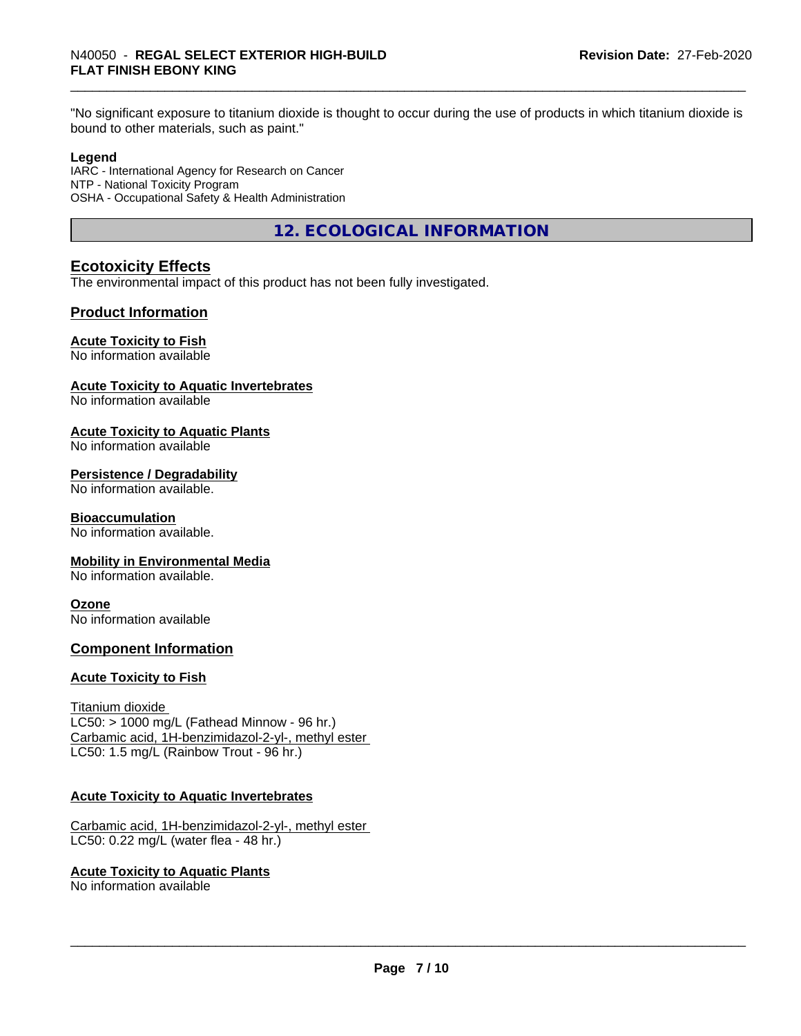"No significant exposure to titanium dioxide is thought to occur during the use of products in which titanium dioxide is bound to other materials, such as paint."

**Legend**

IARC - International Agency for Research on Cancer
NTP - National Toxicity Program
OSHA - Occupational Safety & Health Administration

## 12. ECOLOGICAL INFORMATION

### Ecotoxicity Effects

The environmental impact of this product has not been fully investigated.

### Product Information

**Acute Toxicity to Fish**
No information available

**Acute Toxicity to Aquatic Invertebrates**
No information available

**Acute Toxicity to Aquatic Plants**
No information available

**Persistence / Degradability**
No information available.

**Bioaccumulation**
No information available.

**Mobility in Environmental Media**
No information available.

**Ozone**
No information available

### Component Information

**Acute Toxicity to Fish**

Titanium dioxide
LC50: > 1000 mg/L (Fathead Minnow - 96 hr.)
Carbamic acid, 1H-benzimidazol-2-yl-, methyl ester
LC50: 1.5 mg/L (Rainbow Trout - 96 hr.)

**Acute Toxicity to Aquatic Invertebrates**

Carbamic acid, 1H-benzimidazol-2-yl-, methyl ester
LC50: 0.22 mg/L (water flea - 48 hr.)

**Acute Toxicity to Aquatic Plants**
No information available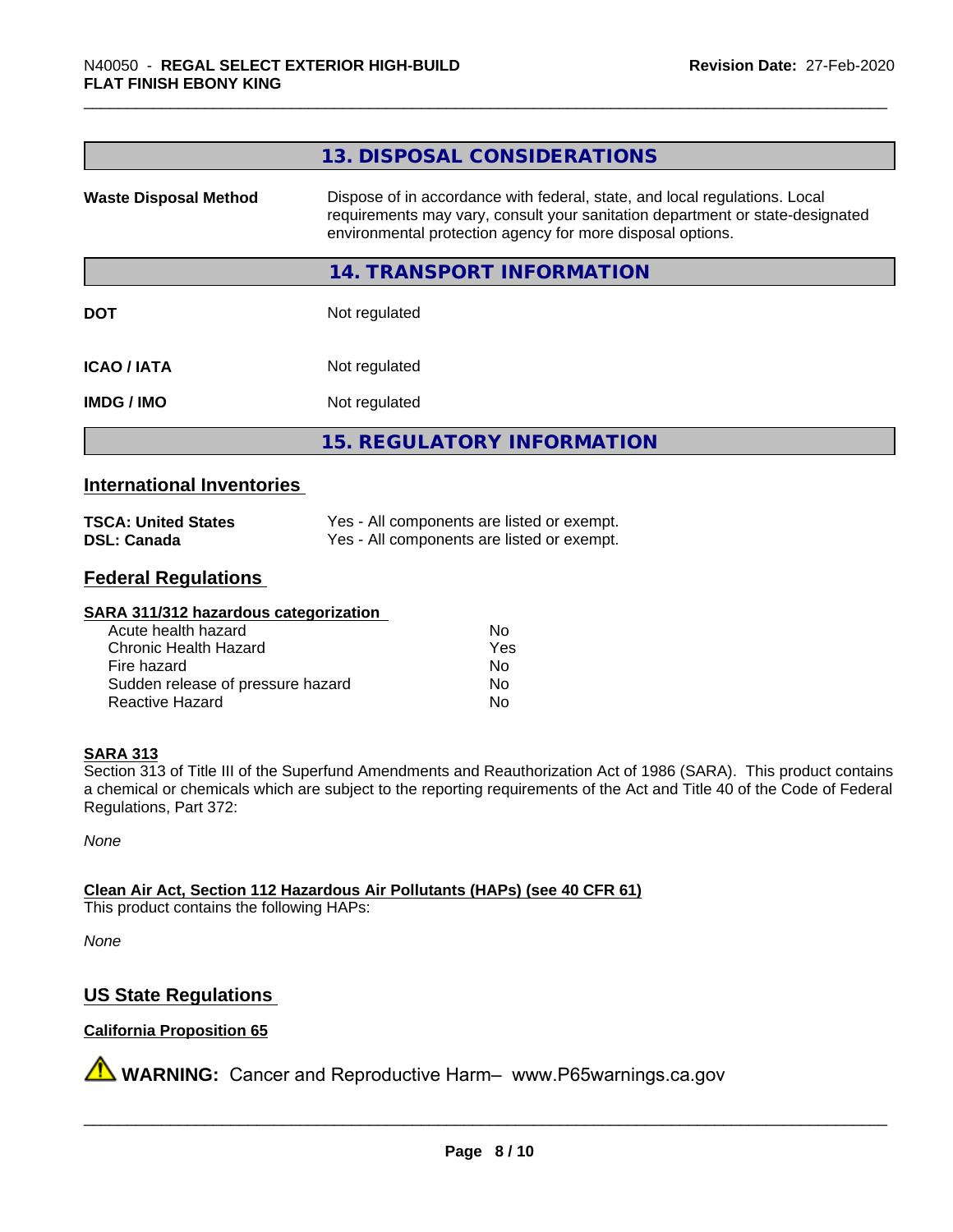## 13. DISPOSAL CONSIDERATIONS

| | |
|---|---|
| **Waste Disposal Method** | Dispose of in accordance with federal, state, and local regulations. Local requirements may vary, consult your sanitation department or state-designated environmental protection agency for more disposal options. |

## 14. TRANSPORT INFORMATION

| | |
|---|---|
| **DOT** | Not regulated |
| **ICAO / IATA** | Not regulated |
| **IMDG / IMO** | Not regulated |

## 15. REGULATORY INFORMATION

### International Inventories

| | |
|---|---|
| **TSCA: United States** | Yes - All components are listed or exempt. |
| **DSL: Canada** | Yes - All components are listed or exempt. |

### Federal Regulations

**SARA 311/312 hazardous categorization**

| | |
|---|---|
| Acute health hazard | No |
| Chronic Health Hazard | Yes |
| Fire hazard | No |
| Sudden release of pressure hazard | No |
| Reactive Hazard | No |

**SARA 313**

Section 313 of Title III of the Superfund Amendments and Reauthorization Act of 1986 (SARA). This product contains a chemical or chemicals which are subject to the reporting requirements of the Act and Title 40 of the Code of Federal Regulations, Part 372:

*None*

**Clean Air Act, Section 112 Hazardous Air Pollutants (HAPs) (see 40 CFR 61)**

This product contains the following HAPs:

*None*

### US State Regulations

**California Proposition 65**

⚠ **WARNING:** Cancer and Reproductive Harm– www.P65warnings.ca.gov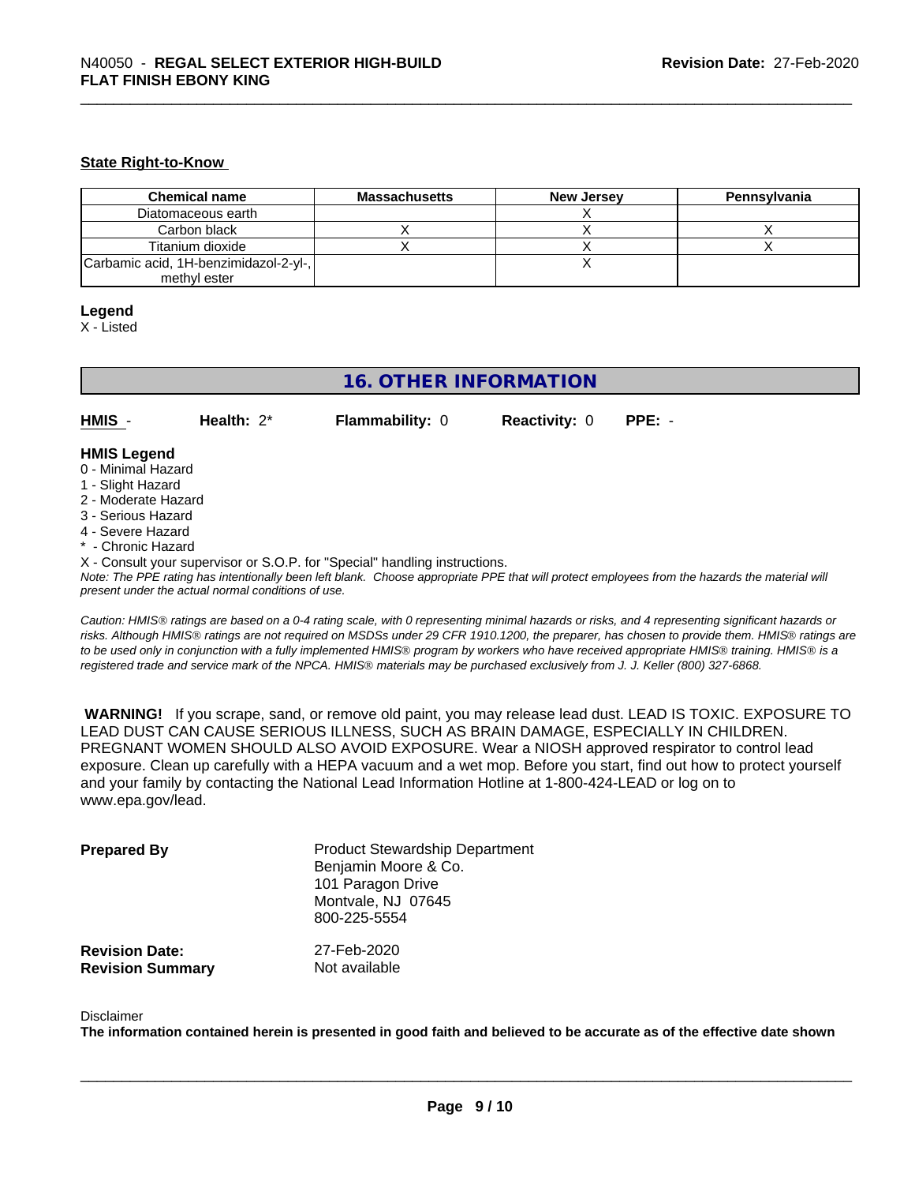#### State Right-to-Know

| Chemical name | Massachusetts | New Jersey | Pennsylvania |
|---|---|---|---|
| Diatomaceous earth | | X | |
| Carbon black | X | X | X |
| Titanium dioxide | X | X | X |
| Carbamic acid, 1H-benzimidazol-2-yl-, methyl ester | | X | |

**Legend**
X - Listed

## 16. OTHER INFORMATION

**HMIS** - **Health:** 2* **Flammability:** 0 **Reactivity:** 0 **PPE:** -

**HMIS Legend**
0 - Minimal Hazard
1 - Slight Hazard
2 - Moderate Hazard
3 - Serious Hazard
4 - Severe Hazard
* - Chronic Hazard
X - Consult your supervisor or S.O.P. for "Special" handling instructions.

*Note: The PPE rating has intentionally been left blank. Choose appropriate PPE that will protect employees from the hazards the material will present under the actual normal conditions of use.*

*Caution: HMIS® ratings are based on a 0-4 rating scale, with 0 representing minimal hazards or risks, and 4 representing significant hazards or risks. Although HMIS® ratings are not required on MSDSs under 29 CFR 1910.1200, the preparer, has chosen to provide them. HMIS® ratings are to be used only in conjunction with a fully implemented HMIS® program by workers who have received appropriate HMIS® training. HMIS® is a registered trade and service mark of the NPCA. HMIS® materials may be purchased exclusively from J. J. Keller (800) 327-6868.*

**WARNING!** If you scrape, sand, or remove old paint, you may release lead dust. LEAD IS TOXIC. EXPOSURE TO LEAD DUST CAN CAUSE SERIOUS ILLNESS, SUCH AS BRAIN DAMAGE, ESPECIALLY IN CHILDREN. PREGNANT WOMEN SHOULD ALSO AVOID EXPOSURE. Wear a NIOSH approved respirator to control lead exposure. Clean up carefully with a HEPA vacuum and a wet mop. Before you start, find out how to protect yourself and your family by contacting the National Lead Information Hotline at 1-800-424-LEAD or log on to www.epa.gov/lead.

**Prepared By**
Product Stewardship Department
Benjamin Moore & Co.
101 Paragon Drive
Montvale, NJ 07645
800-225-5554

**Revision Date:** 27-Feb-2020
**Revision Summary** Not available

Disclaimer
**The information contained herein is presented in good faith and believed to be accurate as of the effective date shown**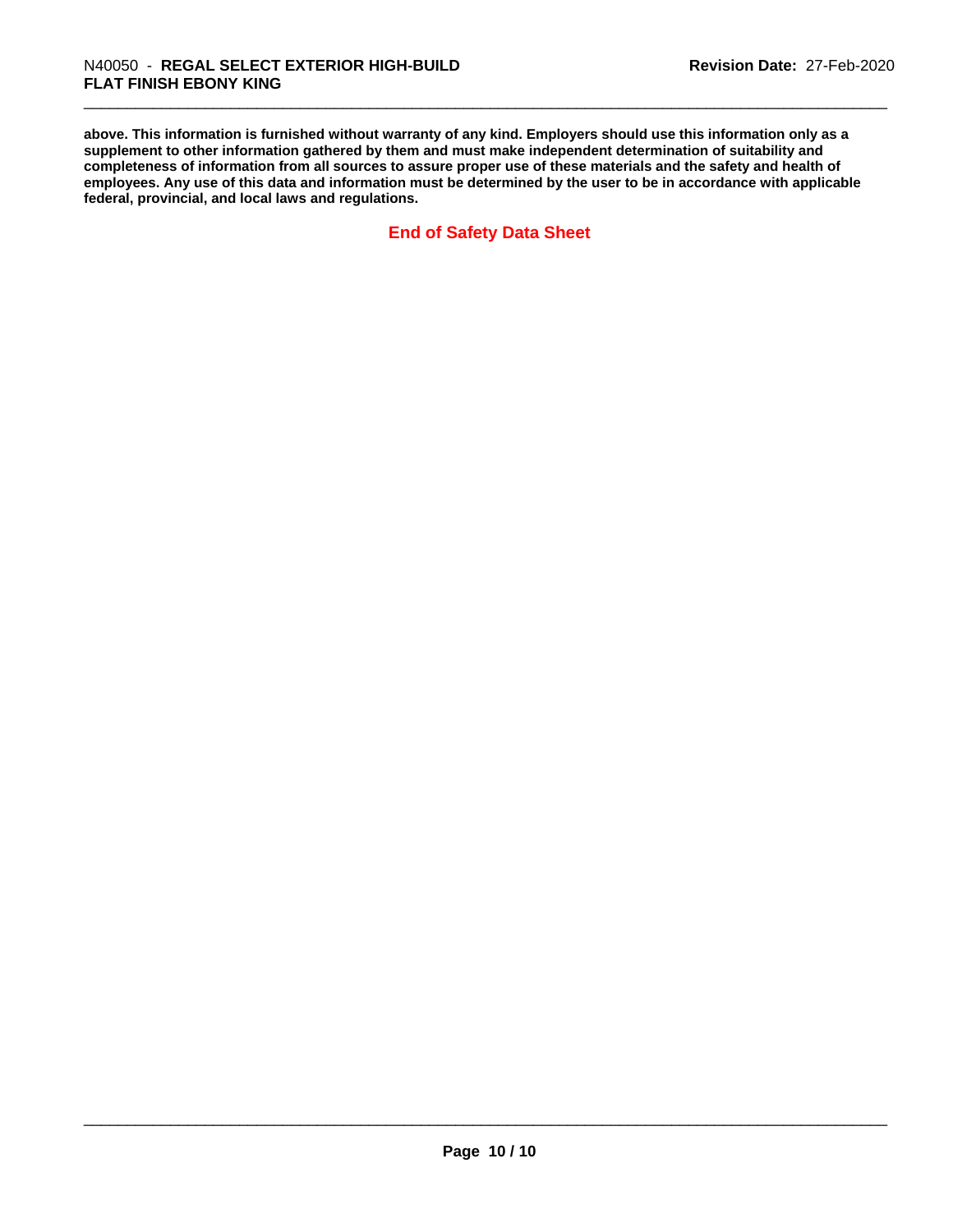**above. This information is furnished without warranty of any kind. Employers should use this information only as a supplement to other information gathered by them and must make independent determination of suitability and completeness of information from all sources to assure proper use of these materials and the safety and health of employees. Any use of this data and information must be determined by the user to be in accordance with applicable federal, provincial, and local laws and regulations.**

**End of Safety Data Sheet**